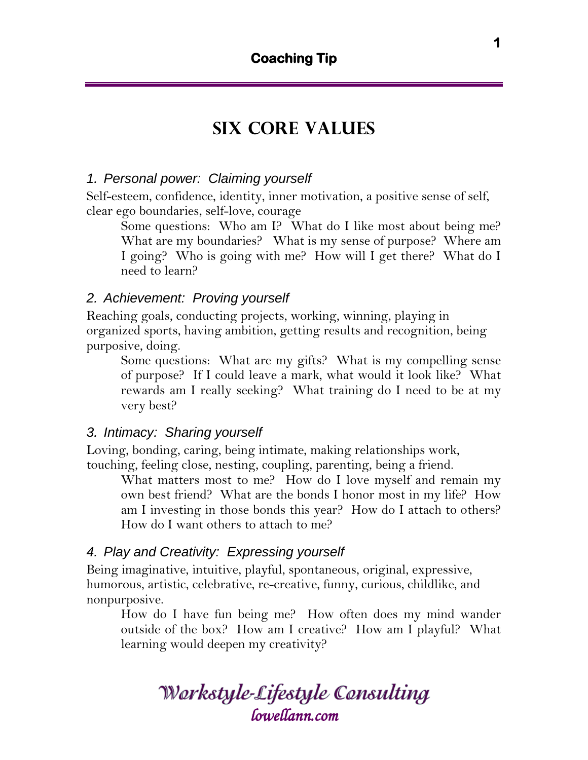## Coaching Tip

# Six Core Values

### *1. Personal power: Claiming yourself*

Self-esteem, confidence, identity, inner motivation, a positive sense of self, clear ego boundaries, self-love, courage

> Some questions: Who am I? What do I like most about being me? What are my boundaries? What is my sense of purpose? Where am I going? Who is going with me? How will I get there? What do I need to learn?

### *2. Achievement: Proving yourself*

Reaching goals, conducting projects, working, winning, playing in organized sports, having ambition, getting results and recognition, being purposive, doing.

> Some questions: What are my gifts? What is my compelling sense of purpose? If I could leave a mark, what would it look like? What rewards am I really seeking? What training do I need to be at my very best?

### *3. Intimacy: Sharing yourself*

Loving, bonding, caring, being intimate, making relationships work, touching, feeling close, nesting, coupling, parenting, being a friend.

> What matters most to me? How do I love myself and remain my own best friend? What are the bonds I honor most in my life? How am I investing in those bonds this year? How do I attach to others? How do I want others to attach to me?

### *4. Play and Creativity: Expressing yourself*

Being imaginative, intuitive, playful, spontaneous, original, expressive, humorous, artistic, celebrative, re-creative, funny, curious, childlike, and nonpurposive.

> How do I have fun being me? How often does my mind wander outside of the box? How am I creative? How am I playful? What learning would deepen my creativity?

*Workstyle-Lifestyle Consulting*
*lowellann.com*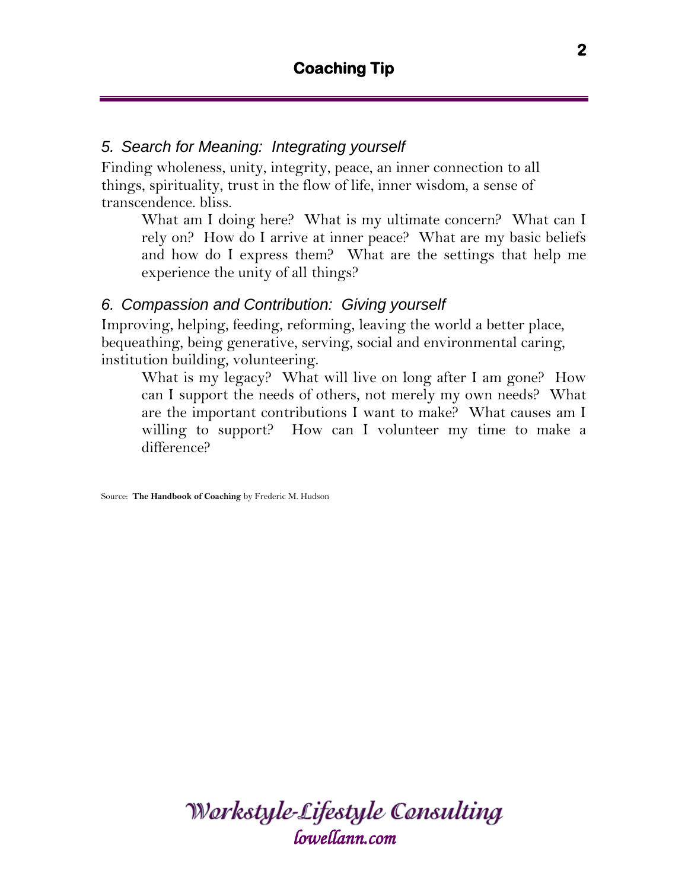*5. Search for Meaning: Integrating yourself*

Finding wholeness, unity, integrity, peace, an inner connection to all things, spirituality, trust in the flow of life, inner wisdom, a sense of transcendence. bliss.

> What am I doing here? What is my ultimate concern? What can I rely on? How do I arrive at inner peace? What are my basic beliefs and how do I express them? What are the settings that help me experience the unity of all things?

*6. Compassion and Contribution: Giving yourself*

Improving, helping, feeding, reforming, leaving the world a better place, bequeathing, being generative, serving, social and environmental caring, institution building, volunteering.

> What is my legacy? What will live on long after I am gone? How can I support the needs of others, not merely my own needs? What are the important contributions I want to make? What causes am I willing to support? How can I volunteer my time to make a difference?

Source: **The Handbook of Coaching** by Frederic M. Hudson